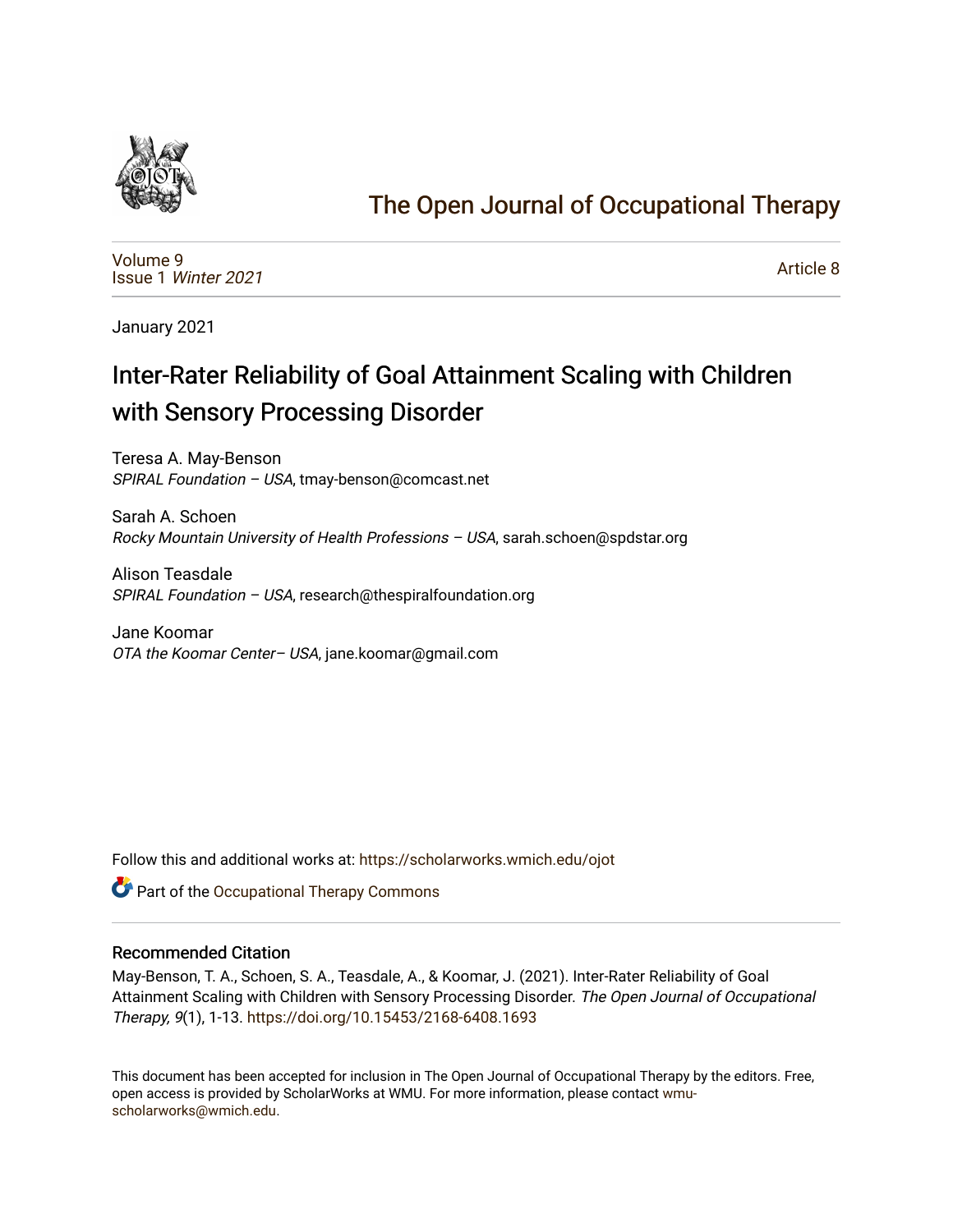# The Open Journal of Occupational Therapy

Volume 9
Issue 1 *Winter 2021*

Article 8

January 2021

# Inter-Rater Reliability of Goal Attainment Scaling with Children with Sensory Processing Disorder

Teresa A. May-Benson
*SPIRAL Foundation – USA*, tmay-benson@comcast.net

Sarah A. Schoen
*Rocky Mountain University of Health Professions – USA*, sarah.schoen@spdstar.org

Alison Teasdale
*SPIRAL Foundation – USA*, research@thespiralfoundation.org

Jane Koomar
*OTA the Koomar Center– USA*, jane.koomar@gmail.com

Follow this and additional works at: https://scholarworks.wmich.edu/ojot

Part of the Occupational Therapy Commons

### Recommended Citation

May-Benson, T. A., Schoen, S. A., Teasdale, A., & Koomar, J. (2021). Inter-Rater Reliability of Goal Attainment Scaling with Children with Sensory Processing Disorder. *The Open Journal of Occupational Therapy, 9*(1), 1-13. https://doi.org/10.15453/2168-6408.1693

This document has been accepted for inclusion in The Open Journal of Occupational Therapy by the editors. Free, open access is provided by ScholarWorks at WMU. For more information, please contact wmu-scholarworks@wmich.edu.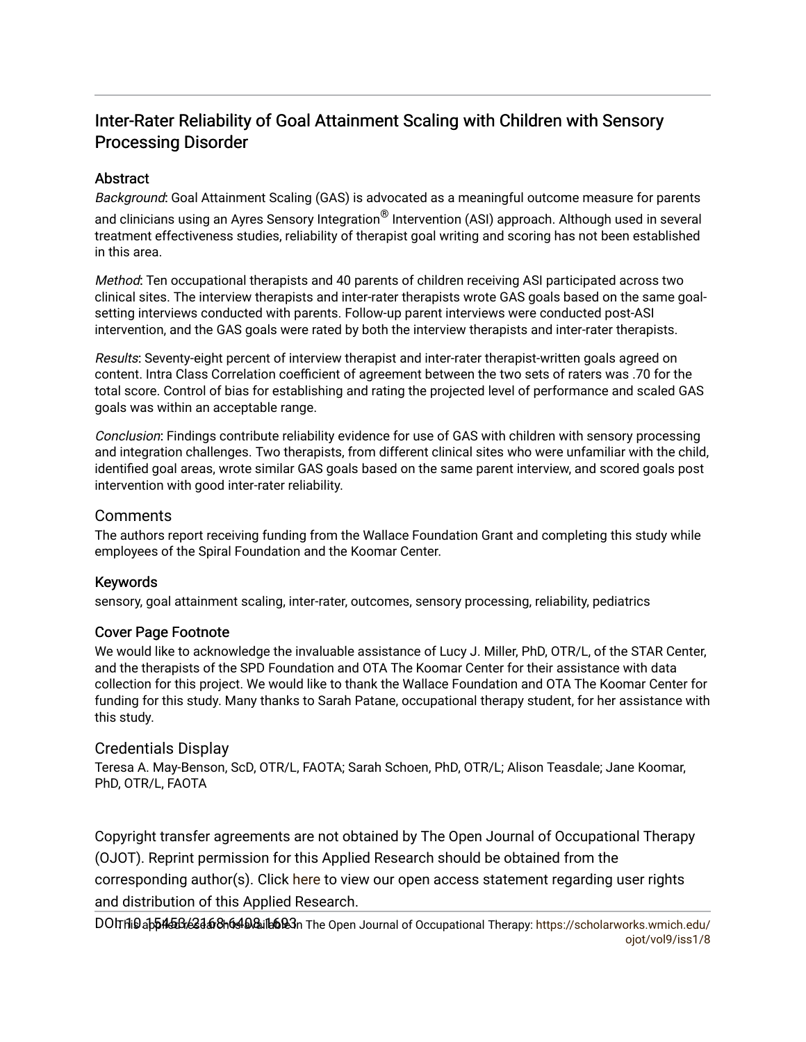# Inter-Rater Reliability of Goal Attainment Scaling with Children with Sensory Processing Disorder

## Abstract

*Background*: Goal Attainment Scaling (GAS) is advocated as a meaningful outcome measure for parents and clinicians using an Ayres Sensory Integration® Intervention (ASI) approach. Although used in several treatment effectiveness studies, reliability of therapist goal writing and scoring has not been established in this area.

*Method*: Ten occupational therapists and 40 parents of children receiving ASI participated across two clinical sites. The interview therapists and inter-rater therapists wrote GAS goals based on the same goal-setting interviews conducted with parents. Follow-up parent interviews were conducted post-ASI intervention, and the GAS goals were rated by both the interview therapists and inter-rater therapists.

*Results*: Seventy-eight percent of interview therapist and inter-rater therapist-written goals agreed on content. Intra Class Correlation coefficient of agreement between the two sets of raters was .70 for the total score. Control of bias for establishing and rating the projected level of performance and scaled GAS goals was within an acceptable range.

*Conclusion*: Findings contribute reliability evidence for use of GAS with children with sensory processing and integration challenges. Two therapists, from different clinical sites who were unfamiliar with the child, identified goal areas, wrote similar GAS goals based on the same parent interview, and scored goals post intervention with good inter-rater reliability.

## Comments

The authors report receiving funding from the Wallace Foundation Grant and completing this study while employees of the Spiral Foundation and the Koomar Center.

## Keywords

sensory, goal attainment scaling, inter-rater, outcomes, sensory processing, reliability, pediatrics

## Cover Page Footnote

We would like to acknowledge the invaluable assistance of Lucy J. Miller, PhD, OTR/L, of the STAR Center, and the therapists of the SPD Foundation and OTA The Koomar Center for their assistance with data collection for this project. We would like to thank the Wallace Foundation and OTA The Koomar Center for funding for this study. Many thanks to Sarah Patane, occupational therapy student, for her assistance with this study.

## Credentials Display

Teresa A. May-Benson, ScD, OTR/L, FAOTA; Sarah Schoen, PhD, OTR/L; Alison Teasdale; Jane Koomar, PhD, OTR/L, FAOTA

Copyright transfer agreements are not obtained by The Open Journal of Occupational Therapy (OJOT). Reprint permission for this Applied Research should be obtained from the corresponding author(s). Click here to view our open access statement regarding user rights and distribution of this Applied Research.

DOI: 10.15453/2168-6408.1693

This applied research is available in The Open Journal of Occupational Therapy: https://scholarworks.wmich.edu/ojot/vol9/iss1/8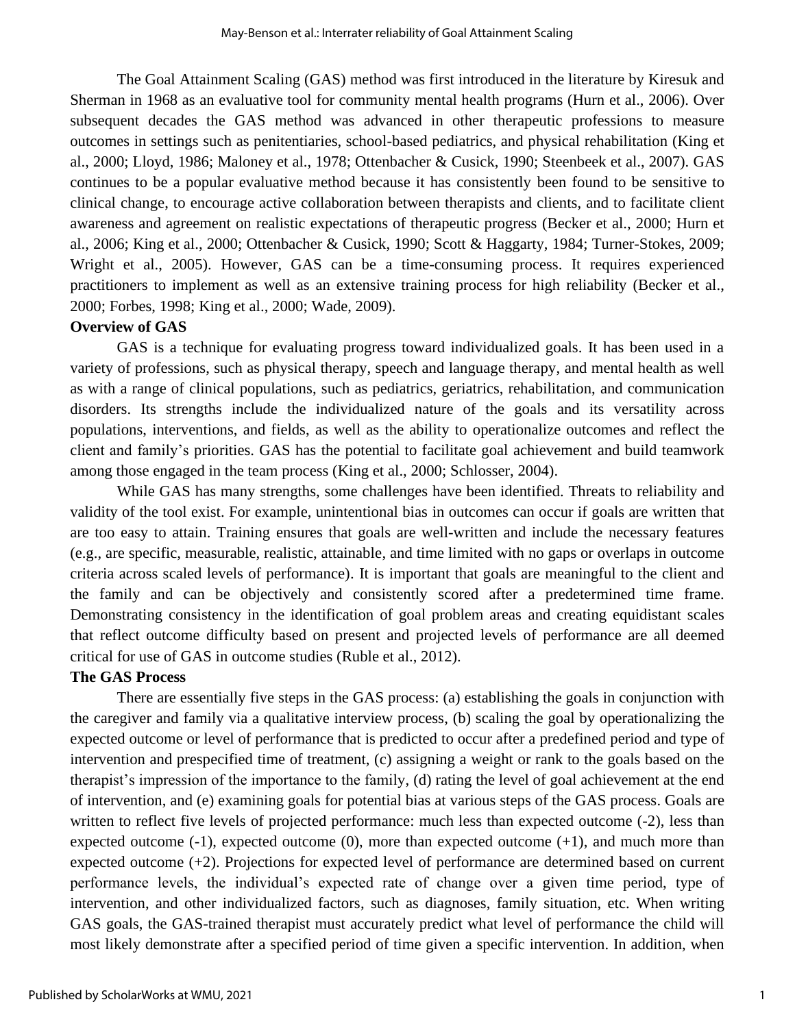The Goal Attainment Scaling (GAS) method was first introduced in the literature by Kiresuk and Sherman in 1968 as an evaluative tool for community mental health programs (Hurn et al., 2006). Over subsequent decades the GAS method was advanced in other therapeutic professions to measure outcomes in settings such as penitentiaries, school-based pediatrics, and physical rehabilitation (King et al., 2000; Lloyd, 1986; Maloney et al., 1978; Ottenbacher & Cusick, 1990; Steenbeek et al., 2007). GAS continues to be a popular evaluative method because it has consistently been found to be sensitive to clinical change, to encourage active collaboration between therapists and clients, and to facilitate client awareness and agreement on realistic expectations of therapeutic progress (Becker et al., 2000; Hurn et al., 2006; King et al., 2000; Ottenbacher & Cusick, 1990; Scott & Haggarty, 1984; Turner-Stokes, 2009; Wright et al., 2005). However, GAS can be a time-consuming process. It requires experienced practitioners to implement as well as an extensive training process for high reliability (Becker et al., 2000; Forbes, 1998; King et al., 2000; Wade, 2009).

**Overview of GAS**

GAS is a technique for evaluating progress toward individualized goals. It has been used in a variety of professions, such as physical therapy, speech and language therapy, and mental health as well as with a range of clinical populations, such as pediatrics, geriatrics, rehabilitation, and communication disorders. Its strengths include the individualized nature of the goals and its versatility across populations, interventions, and fields, as well as the ability to operationalize outcomes and reflect the client and family's priorities. GAS has the potential to facilitate goal achievement and build teamwork among those engaged in the team process (King et al., 2000; Schlosser, 2004).

While GAS has many strengths, some challenges have been identified. Threats to reliability and validity of the tool exist. For example, unintentional bias in outcomes can occur if goals are written that are too easy to attain. Training ensures that goals are well-written and include the necessary features (e.g., are specific, measurable, realistic, attainable, and time limited with no gaps or overlaps in outcome criteria across scaled levels of performance). It is important that goals are meaningful to the client and the family and can be objectively and consistently scored after a predetermined time frame. Demonstrating consistency in the identification of goal problem areas and creating equidistant scales that reflect outcome difficulty based on present and projected levels of performance are all deemed critical for use of GAS in outcome studies (Ruble et al., 2012).

**The GAS Process**

There are essentially five steps in the GAS process: (a) establishing the goals in conjunction with the caregiver and family via a qualitative interview process, (b) scaling the goal by operationalizing the expected outcome or level of performance that is predicted to occur after a predefined period and type of intervention and prespecified time of treatment, (c) assigning a weight or rank to the goals based on the therapist's impression of the importance to the family, (d) rating the level of goal achievement at the end of intervention, and (e) examining goals for potential bias at various steps of the GAS process. Goals are written to reflect five levels of projected performance: much less than expected outcome (-2), less than expected outcome (-1), expected outcome (0), more than expected outcome (+1), and much more than expected outcome (+2). Projections for expected level of performance are determined based on current performance levels, the individual's expected rate of change over a given time period, type of intervention, and other individualized factors, such as diagnoses, family situation, etc. When writing GAS goals, the GAS-trained therapist must accurately predict what level of performance the child will most likely demonstrate after a specified period of time given a specific intervention. In addition, when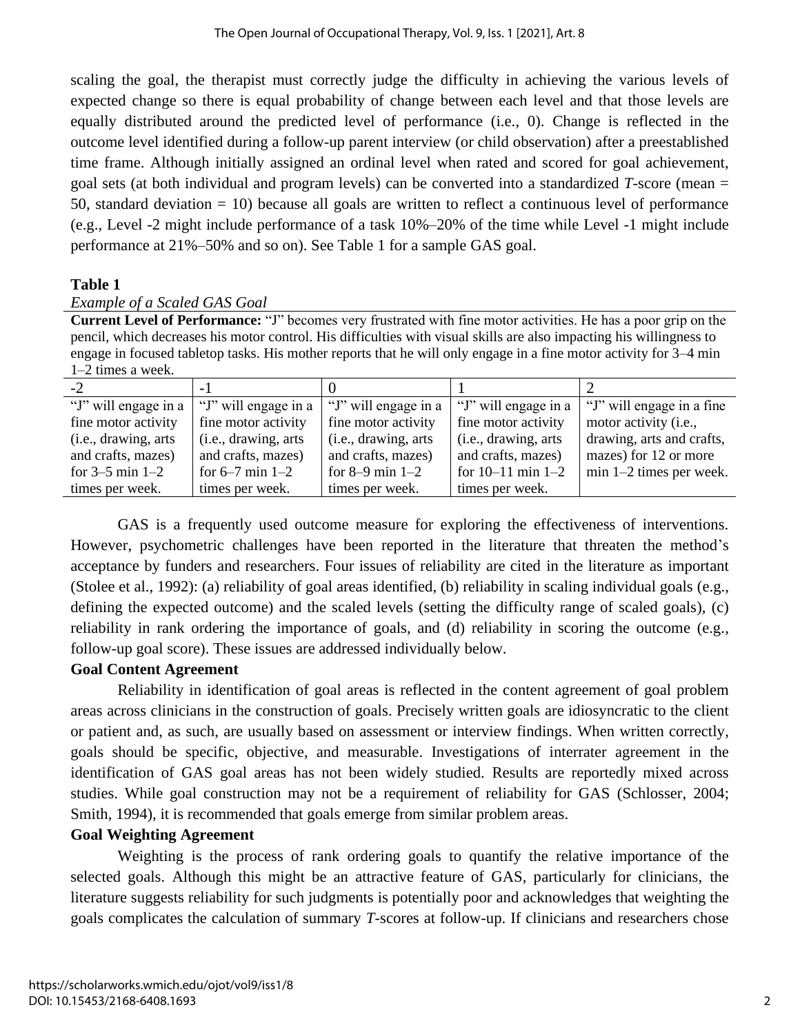scaling the goal, the therapist must correctly judge the difficulty in achieving the various levels of expected change so there is equal probability of change between each level and that those levels are equally distributed around the predicted level of performance (i.e., 0). Change is reflected in the outcome level identified during a follow-up parent interview (or child observation) after a preestablished time frame. Although initially assigned an ordinal level when rated and scored for goal achievement, goal sets (at both individual and program levels) can be converted into a standardized *T*-score (mean = 50, standard deviation = 10) because all goals are written to reflect a continuous level of performance (e.g., Level -2 might include performance of a task 10%–20% of the time while Level -1 might include performance at 21%–50% and so on). See Table 1 for a sample GAS goal.

**Table 1**

*Example of a Scaled GAS Goal*

**Current Level of Performance:** "J" becomes very frustrated with fine motor activities. He has a poor grip on the pencil, which decreases his motor control. His difficulties with visual skills are also impacting his willingness to engage in focused tabletop tasks. His mother reports that he will only engage in a fine motor activity for 3–4 min 1–2 times a week.

| -2 | -1 | 0 | 1 | 2 |
|---|---|---|---|---|
| "J" will engage in a fine motor activity (i.e., drawing, arts and crafts, mazes) for 3–5 min 1–2 times per week. | "J" will engage in a fine motor activity (i.e., drawing, arts and crafts, mazes) for 6–7 min 1–2 times per week. | "J" will engage in a fine motor activity (i.e., drawing, arts and crafts, mazes) for 8–9 min 1–2 times per week. | "J" will engage in a fine motor activity (i.e., drawing, arts and crafts, mazes) for 10–11 min 1–2 times per week. | "J" will engage in a fine motor activity (i.e., drawing, arts and crafts, mazes) for 12 or more min 1–2 times per week. |

GAS is a frequently used outcome measure for exploring the effectiveness of interventions. However, psychometric challenges have been reported in the literature that threaten the method's acceptance by funders and researchers. Four issues of reliability are cited in the literature as important (Stolee et al., 1992): (a) reliability of goal areas identified, (b) reliability in scaling individual goals (e.g., defining the expected outcome) and the scaled levels (setting the difficulty range of scaled goals), (c) reliability in rank ordering the importance of goals, and (d) reliability in scoring the outcome (e.g., follow-up goal score). These issues are addressed individually below.

### Goal Content Agreement

Reliability in identification of goal areas is reflected in the content agreement of goal problem areas across clinicians in the construction of goals. Precisely written goals are idiosyncratic to the client or patient and, as such, are usually based on assessment or interview findings. When written correctly, goals should be specific, objective, and measurable. Investigations of interrater agreement in the identification of GAS goal areas has not been widely studied. Results are reportedly mixed across studies. While goal construction may not be a requirement of reliability for GAS (Schlosser, 2004; Smith, 1994), it is recommended that goals emerge from similar problem areas.

### Goal Weighting Agreement

Weighting is the process of rank ordering goals to quantify the relative importance of the selected goals. Although this might be an attractive feature of GAS, particularly for clinicians, the literature suggests reliability for such judgments is potentially poor and acknowledges that weighting the goals complicates the calculation of summary *T*-scores at follow-up. If clinicians and researchers chose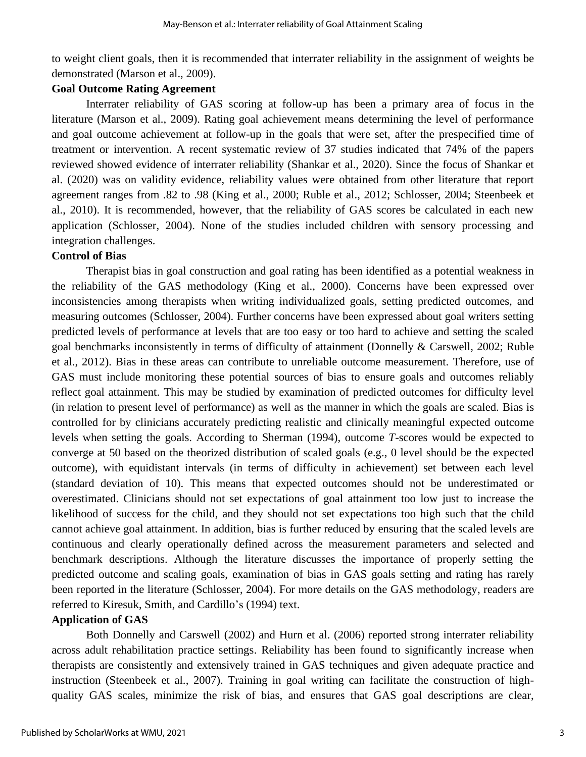to weight client goals, then it is recommended that interrater reliability in the assignment of weights be demonstrated (Marson et al., 2009).

### Goal Outcome Rating Agreement

Interrater reliability of GAS scoring at follow-up has been a primary area of focus in the literature (Marson et al., 2009). Rating goal achievement means determining the level of performance and goal outcome achievement at follow-up in the goals that were set, after the prespecified time of treatment or intervention. A recent systematic review of 37 studies indicated that 74% of the papers reviewed showed evidence of interrater reliability (Shankar et al., 2020). Since the focus of Shankar et al. (2020) was on validity evidence, reliability values were obtained from other literature that report agreement ranges from .82 to .98 (King et al., 2000; Ruble et al., 2012; Schlosser, 2004; Steenbeek et al., 2010). It is recommended, however, that the reliability of GAS scores be calculated in each new application (Schlosser, 2004). None of the studies included children with sensory processing and integration challenges.

### Control of Bias

Therapist bias in goal construction and goal rating has been identified as a potential weakness in the reliability of the GAS methodology (King et al., 2000). Concerns have been expressed over inconsistencies among therapists when writing individualized goals, setting predicted outcomes, and measuring outcomes (Schlosser, 2004). Further concerns have been expressed about goal writers setting predicted levels of performance at levels that are too easy or too hard to achieve and setting the scaled goal benchmarks inconsistently in terms of difficulty of attainment (Donnelly & Carswell, 2002; Ruble et al., 2012). Bias in these areas can contribute to unreliable outcome measurement. Therefore, use of GAS must include monitoring these potential sources of bias to ensure goals and outcomes reliably reflect goal attainment. This may be studied by examination of predicted outcomes for difficulty level (in relation to present level of performance) as well as the manner in which the goals are scaled. Bias is controlled for by clinicians accurately predicting realistic and clinically meaningful expected outcome levels when setting the goals. According to Sherman (1994), outcome *T*-scores would be expected to converge at 50 based on the theorized distribution of scaled goals (e.g., 0 level should be the expected outcome), with equidistant intervals (in terms of difficulty in achievement) set between each level (standard deviation of 10). This means that expected outcomes should not be underestimated or overestimated. Clinicians should not set expectations of goal attainment too low just to increase the likelihood of success for the child, and they should not set expectations too high such that the child cannot achieve goal attainment. In addition, bias is further reduced by ensuring that the scaled levels are continuous and clearly operationally defined across the measurement parameters and selected and benchmark descriptions. Although the literature discusses the importance of properly setting the predicted outcome and scaling goals, examination of bias in GAS goals setting and rating has rarely been reported in the literature (Schlosser, 2004). For more details on the GAS methodology, readers are referred to Kiresuk, Smith, and Cardillo's (1994) text.

### Application of GAS

Both Donnelly and Carswell (2002) and Hurn et al. (2006) reported strong interrater reliability across adult rehabilitation practice settings. Reliability has been found to significantly increase when therapists are consistently and extensively trained in GAS techniques and given adequate practice and instruction (Steenbeek et al., 2007). Training in goal writing can facilitate the construction of high-quality GAS scales, minimize the risk of bias, and ensures that GAS goal descriptions are clear,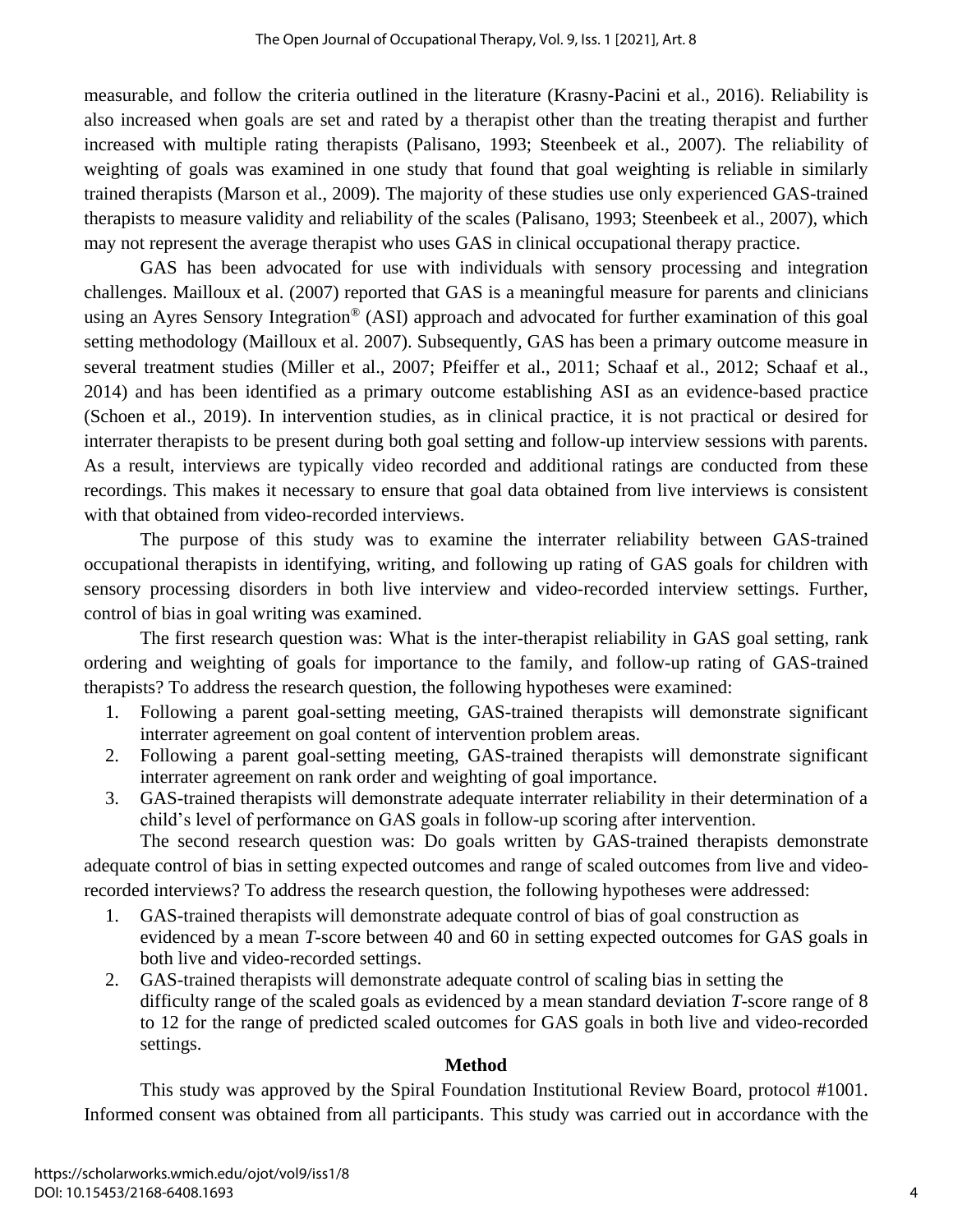measurable, and follow the criteria outlined in the literature (Krasny-Pacini et al., 2016). Reliability is also increased when goals are set and rated by a therapist other than the treating therapist and further increased with multiple rating therapists (Palisano, 1993; Steenbeek et al., 2007). The reliability of weighting of goals was examined in one study that found that goal weighting is reliable in similarly trained therapists (Marson et al., 2009). The majority of these studies use only experienced GAS-trained therapists to measure validity and reliability of the scales (Palisano, 1993; Steenbeek et al., 2007), which may not represent the average therapist who uses GAS in clinical occupational therapy practice.

GAS has been advocated for use with individuals with sensory processing and integration challenges. Mailloux et al. (2007) reported that GAS is a meaningful measure for parents and clinicians using an Ayres Sensory Integration® (ASI) approach and advocated for further examination of this goal setting methodology (Mailloux et al. 2007). Subsequently, GAS has been a primary outcome measure in several treatment studies (Miller et al., 2007; Pfeiffer et al., 2011; Schaaf et al., 2012; Schaaf et al., 2014) and has been identified as a primary outcome establishing ASI as an evidence-based practice (Schoen et al., 2019). In intervention studies, as in clinical practice, it is not practical or desired for interrater therapists to be present during both goal setting and follow-up interview sessions with parents. As a result, interviews are typically video recorded and additional ratings are conducted from these recordings. This makes it necessary to ensure that goal data obtained from live interviews is consistent with that obtained from video-recorded interviews.

The purpose of this study was to examine the interrater reliability between GAS-trained occupational therapists in identifying, writing, and following up rating of GAS goals for children with sensory processing disorders in both live interview and video-recorded interview settings. Further, control of bias in goal writing was examined.

The first research question was: What is the inter-therapist reliability in GAS goal setting, rank ordering and weighting of goals for importance to the family, and follow-up rating of GAS-trained therapists? To address the research question, the following hypotheses were examined:

1. Following a parent goal-setting meeting, GAS-trained therapists will demonstrate significant interrater agreement on goal content of intervention problem areas.
2. Following a parent goal-setting meeting, GAS-trained therapists will demonstrate significant interrater agreement on rank order and weighting of goal importance.
3. GAS-trained therapists will demonstrate adequate interrater reliability in their determination of a child's level of performance on GAS goals in follow-up scoring after intervention.

The second research question was: Do goals written by GAS-trained therapists demonstrate adequate control of bias in setting expected outcomes and range of scaled outcomes from live and video-recorded interviews? To address the research question, the following hypotheses were addressed:

1. GAS-trained therapists will demonstrate adequate control of bias of goal construction as evidenced by a mean *T*-score between 40 and 60 in setting expected outcomes for GAS goals in both live and video-recorded settings.
2. GAS-trained therapists will demonstrate adequate control of scaling bias in setting the difficulty range of the scaled goals as evidenced by a mean standard deviation *T*-score range of 8 to 12 for the range of predicted scaled outcomes for GAS goals in both live and video-recorded settings.

## Method

This study was approved by the Spiral Foundation Institutional Review Board, protocol #1001. Informed consent was obtained from all participants. This study was carried out in accordance with the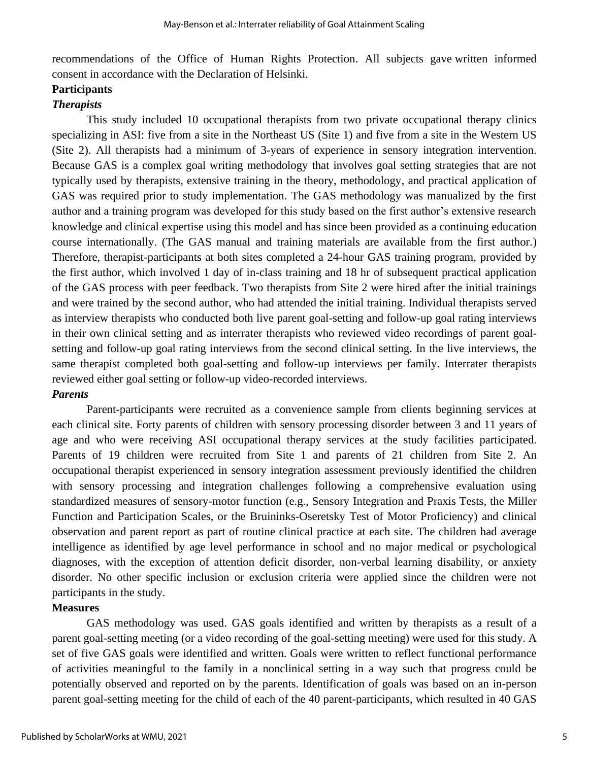recommendations of the Office of Human Rights Protection. All subjects gave written informed consent in accordance with the Declaration of Helsinki.

## Participants

### *Therapists*

This study included 10 occupational therapists from two private occupational therapy clinics specializing in ASI: five from a site in the Northeast US (Site 1) and five from a site in the Western US (Site 2). All therapists had a minimum of 3-years of experience in sensory integration intervention. Because GAS is a complex goal writing methodology that involves goal setting strategies that are not typically used by therapists, extensive training in the theory, methodology, and practical application of GAS was required prior to study implementation. The GAS methodology was manualized by the first author and a training program was developed for this study based on the first author's extensive research knowledge and clinical expertise using this model and has since been provided as a continuing education course internationally. (The GAS manual and training materials are available from the first author.) Therefore, therapist-participants at both sites completed a 24-hour GAS training program, provided by the first author, which involved 1 day of in-class training and 18 hr of subsequent practical application of the GAS process with peer feedback. Two therapists from Site 2 were hired after the initial trainings and were trained by the second author, who had attended the initial training. Individual therapists served as interview therapists who conducted both live parent goal-setting and follow-up goal rating interviews in their own clinical setting and as interrater therapists who reviewed video recordings of parent goal-setting and follow-up goal rating interviews from the second clinical setting. In the live interviews, the same therapist completed both goal-setting and follow-up interviews per family. Interrater therapists reviewed either goal setting or follow-up video-recorded interviews.

### *Parents*

Parent-participants were recruited as a convenience sample from clients beginning services at each clinical site. Forty parents of children with sensory processing disorder between 3 and 11 years of age and who were receiving ASI occupational therapy services at the study facilities participated. Parents of 19 children were recruited from Site 1 and parents of 21 children from Site 2. An occupational therapist experienced in sensory integration assessment previously identified the children with sensory processing and integration challenges following a comprehensive evaluation using standardized measures of sensory-motor function (e.g., Sensory Integration and Praxis Tests, the Miller Function and Participation Scales, or the Bruininks-Oseretsky Test of Motor Proficiency) and clinical observation and parent report as part of routine clinical practice at each site. The children had average intelligence as identified by age level performance in school and no major medical or psychological diagnoses, with the exception of attention deficit disorder, non-verbal learning disability, or anxiety disorder. No other specific inclusion or exclusion criteria were applied since the children were not participants in the study.

## Measures

GAS methodology was used. GAS goals identified and written by therapists as a result of a parent goal-setting meeting (or a video recording of the goal-setting meeting) were used for this study. A set of five GAS goals were identified and written. Goals were written to reflect functional performance of activities meaningful to the family in a nonclinical setting in a way such that progress could be potentially observed and reported on by the parents. Identification of goals was based on an in-person parent goal-setting meeting for the child of each of the 40 parent-participants, which resulted in 40 GAS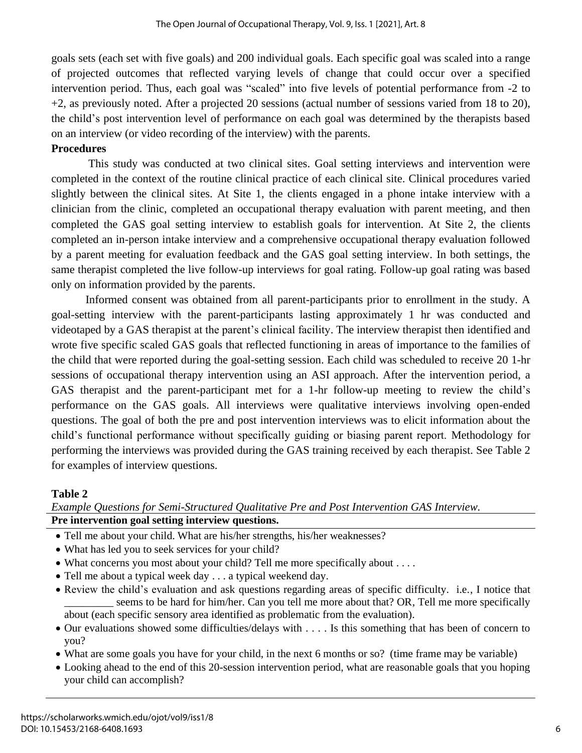goals sets (each set with five goals) and 200 individual goals. Each specific goal was scaled into a range of projected outcomes that reflected varying levels of change that could occur over a specified intervention period. Thus, each goal was "scaled" into five levels of potential performance from -2 to +2, as previously noted. After a projected 20 sessions (actual number of sessions varied from 18 to 20), the child's post intervention level of performance on each goal was determined by the therapists based on an interview (or video recording of the interview) with the parents.

**Procedures**

This study was conducted at two clinical sites. Goal setting interviews and intervention were completed in the context of the routine clinical practice of each clinical site. Clinical procedures varied slightly between the clinical sites. At Site 1, the clients engaged in a phone intake interview with a clinician from the clinic, completed an occupational therapy evaluation with parent meeting, and then completed the GAS goal setting interview to establish goals for intervention. At Site 2, the clients completed an in-person intake interview and a comprehensive occupational therapy evaluation followed by a parent meeting for evaluation feedback and the GAS goal setting interview. In both settings, the same therapist completed the live follow-up interviews for goal rating. Follow-up goal rating was based only on information provided by the parents.

Informed consent was obtained from all parent-participants prior to enrollment in the study. A goal-setting interview with the parent-participants lasting approximately 1 hr was conducted and videotaped by a GAS therapist at the parent's clinical facility. The interview therapist then identified and wrote five specific scaled GAS goals that reflected functioning in areas of importance to the families of the child that were reported during the goal-setting session. Each child was scheduled to receive 20 1-hr sessions of occupational therapy intervention using an ASI approach. After the intervention period, a GAS therapist and the parent-participant met for a 1-hr follow-up meeting to review the child's performance on the GAS goals. All interviews were qualitative interviews involving open-ended questions. The goal of both the pre and post intervention interviews was to elicit information about the child's functional performance without specifically guiding or biasing parent report. Methodology for performing the interviews was provided during the GAS training received by each therapist. See Table 2 for examples of interview questions.

**Table 2**

*Example Questions for Semi-Structured Qualitative Pre and Post Intervention GAS Interview.*

| **Pre intervention goal setting interview questions.** |
|---|
| • Tell me about your child. What are his/her strengths, his/her weaknesses?<br>• What has led you to seek services for your child?<br>• What concerns you most about your child? Tell me more specifically about . . . .<br>• Tell me about a typical week day . . . a typical weekend day.<br>• Review the child's evaluation and ask questions regarding areas of specific difficulty. i.e., I notice that _________ seems to be hard for him/her. Can you tell me more about that? OR, Tell me more specifically about (each specific sensory area identified as problematic from the evaluation).<br>• Our evaluations showed some difficulties/delays with . . . . Is this something that has been of concern to you?<br>• What are some goals you have for your child, in the next 6 months or so? (time frame may be variable)<br>• Looking ahead to the end of this 20-session intervention period, what are reasonable goals that you hoping your child can accomplish? |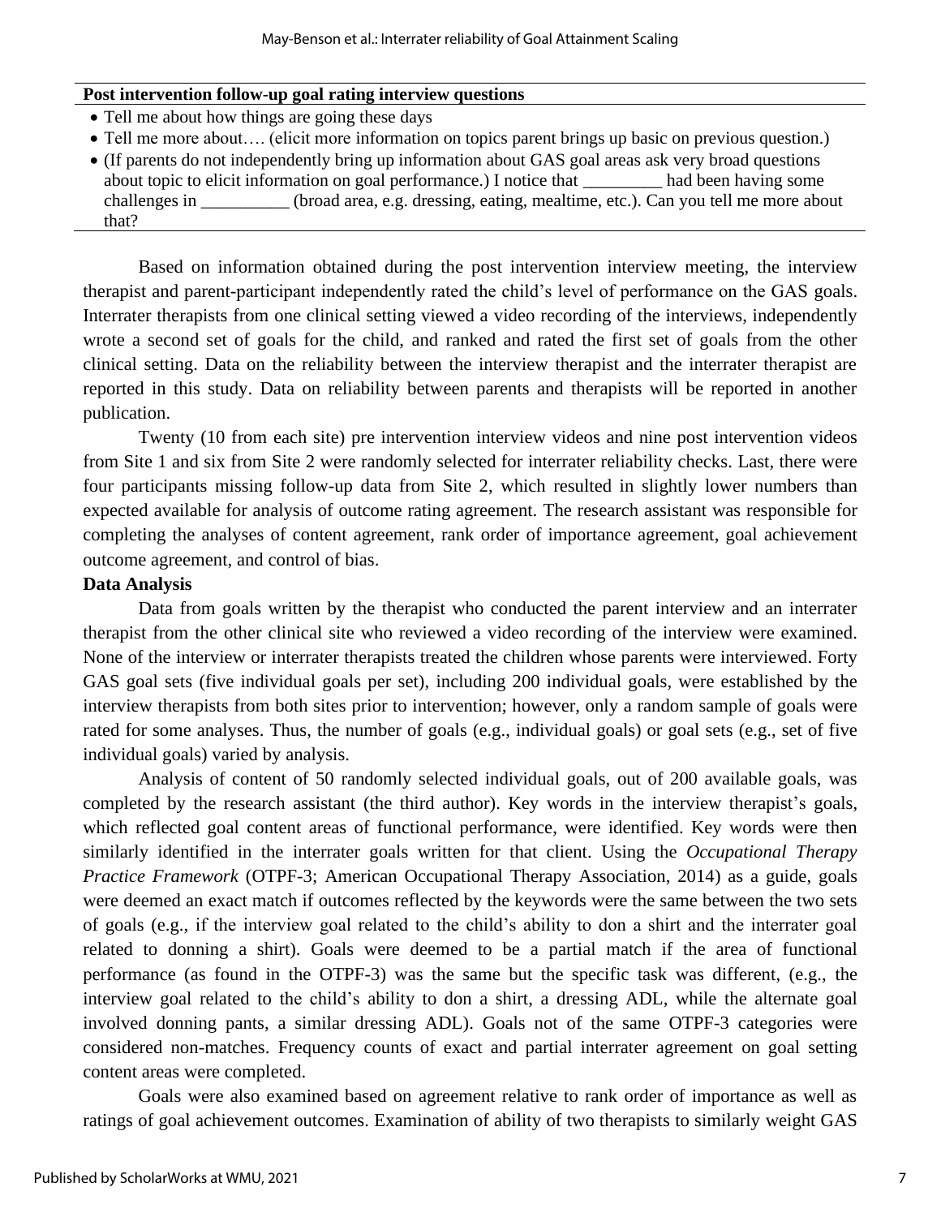| Post intervention follow-up goal rating interview questions |
|---|
| • Tell me about how things are going these days<br>• Tell me more about…. (elicit more information on topics parent brings up basic on previous question.)<br>• (If parents do not independently bring up information about GAS goal areas ask very broad questions about topic to elicit information on goal performance.) I notice that _________ had been having some challenges in __________ (broad area, e.g. dressing, eating, mealtime, etc.). Can you tell me more about that? |

Based on information obtained during the post intervention interview meeting, the interview therapist and parent-participant independently rated the child's level of performance on the GAS goals. Interrater therapists from one clinical setting viewed a video recording of the interviews, independently wrote a second set of goals for the child, and ranked and rated the first set of goals from the other clinical setting. Data on the reliability between the interview therapist and the interrater therapist are reported in this study. Data on reliability between parents and therapists will be reported in another publication.

Twenty (10 from each site) pre intervention interview videos and nine post intervention videos from Site 1 and six from Site 2 were randomly selected for interrater reliability checks. Last, there were four participants missing follow-up data from Site 2, which resulted in slightly lower numbers than expected available for analysis of outcome rating agreement. The research assistant was responsible for completing the analyses of content agreement, rank order of importance agreement, goal achievement outcome agreement, and control of bias.

**Data Analysis**

Data from goals written by the therapist who conducted the parent interview and an interrater therapist from the other clinical site who reviewed a video recording of the interview were examined. None of the interview or interrater therapists treated the children whose parents were interviewed. Forty GAS goal sets (five individual goals per set), including 200 individual goals, were established by the interview therapists from both sites prior to intervention; however, only a random sample of goals were rated for some analyses. Thus, the number of goals (e.g., individual goals) or goal sets (e.g., set of five individual goals) varied by analysis.

Analysis of content of 50 randomly selected individual goals, out of 200 available goals, was completed by the research assistant (the third author). Key words in the interview therapist's goals, which reflected goal content areas of functional performance, were identified. Key words were then similarly identified in the interrater goals written for that client. Using the *Occupational Therapy Practice Framework* (OTPF-3; American Occupational Therapy Association, 2014) as a guide, goals were deemed an exact match if outcomes reflected by the keywords were the same between the two sets of goals (e.g., if the interview goal related to the child's ability to don a shirt and the interrater goal related to donning a shirt). Goals were deemed to be a partial match if the area of functional performance (as found in the OTPF-3) was the same but the specific task was different, (e.g., the interview goal related to the child's ability to don a shirt, a dressing ADL, while the alternate goal involved donning pants, a similar dressing ADL). Goals not of the same OTPF-3 categories were considered non-matches. Frequency counts of exact and partial interrater agreement on goal setting content areas were completed.

Goals were also examined based on agreement relative to rank order of importance as well as ratings of goal achievement outcomes. Examination of ability of two therapists to similarly weight GAS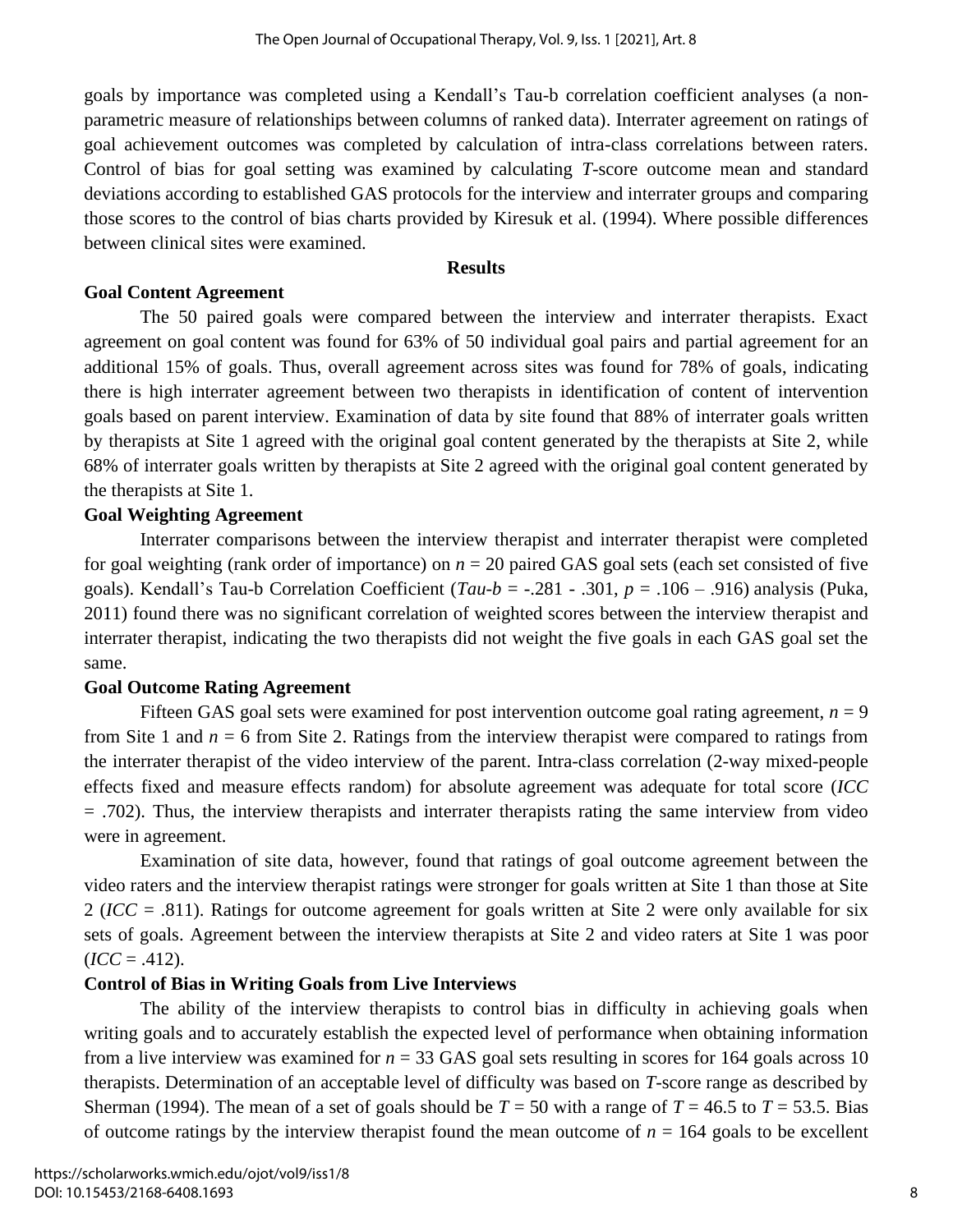goals by importance was completed using a Kendall's Tau-b correlation coefficient analyses (a non-parametric measure of relationships between columns of ranked data). Interrater agreement on ratings of goal achievement outcomes was completed by calculation of intra-class correlations between raters. Control of bias for goal setting was examined by calculating *T*-score outcome mean and standard deviations according to established GAS protocols for the interview and interrater groups and comparing those scores to the control of bias charts provided by Kiresuk et al. (1994). Where possible differences between clinical sites were examined.

## Results

### Goal Content Agreement

The 50 paired goals were compared between the interview and interrater therapists. Exact agreement on goal content was found for 63% of 50 individual goal pairs and partial agreement for an additional 15% of goals. Thus, overall agreement across sites was found for 78% of goals, indicating there is high interrater agreement between two therapists in identification of content of intervention goals based on parent interview. Examination of data by site found that 88% of interrater goals written by therapists at Site 1 agreed with the original goal content generated by the therapists at Site 2, while 68% of interrater goals written by therapists at Site 2 agreed with the original goal content generated by the therapists at Site 1.

### Goal Weighting Agreement

Interrater comparisons between the interview therapist and interrater therapist were completed for goal weighting (rank order of importance) on $n = 20$ paired GAS goal sets (each set consisted of five goals). Kendall's Tau-b Correlation Coefficient (*Tau-b* = -.281 - .301, $p$ = .106 – .916) analysis (Puka, 2011) found there was no significant correlation of weighted scores between the interview therapist and interrater therapist, indicating the two therapists did not weight the five goals in each GAS goal set the same.

### Goal Outcome Rating Agreement

Fifteen GAS goal sets were examined for post intervention outcome goal rating agreement, $n = 9$ from Site 1 and $n = 6$ from Site 2. Ratings from the interview therapist were compared to ratings from the interrater therapist of the video interview of the parent. Intra-class correlation (2-way mixed-people effects fixed and measure effects random) for absolute agreement was adequate for total score (*ICC* = .702). Thus, the interview therapists and interrater therapists rating the same interview from video were in agreement.

Examination of site data, however, found that ratings of goal outcome agreement between the video raters and the interview therapist ratings were stronger for goals written at Site 1 than those at Site 2 (*ICC* = .811). Ratings for outcome agreement for goals written at Site 2 were only available for six sets of goals. Agreement between the interview therapists at Site 2 and video raters at Site 1 was poor (*ICC* = .412).

### Control of Bias in Writing Goals from Live Interviews

The ability of the interview therapists to control bias in difficulty in achieving goals when writing goals and to accurately establish the expected level of performance when obtaining information from a live interview was examined for $n = 33$ GAS goal sets resulting in scores for 164 goals across 10 therapists. Determination of an acceptable level of difficulty was based on *T*-score range as described by Sherman (1994). The mean of a set of goals should be $T = 50$ with a range of $T = 46.5$ to $T = 53.5$. Bias of outcome ratings by the interview therapist found the mean outcome of $n = 164$ goals to be excellent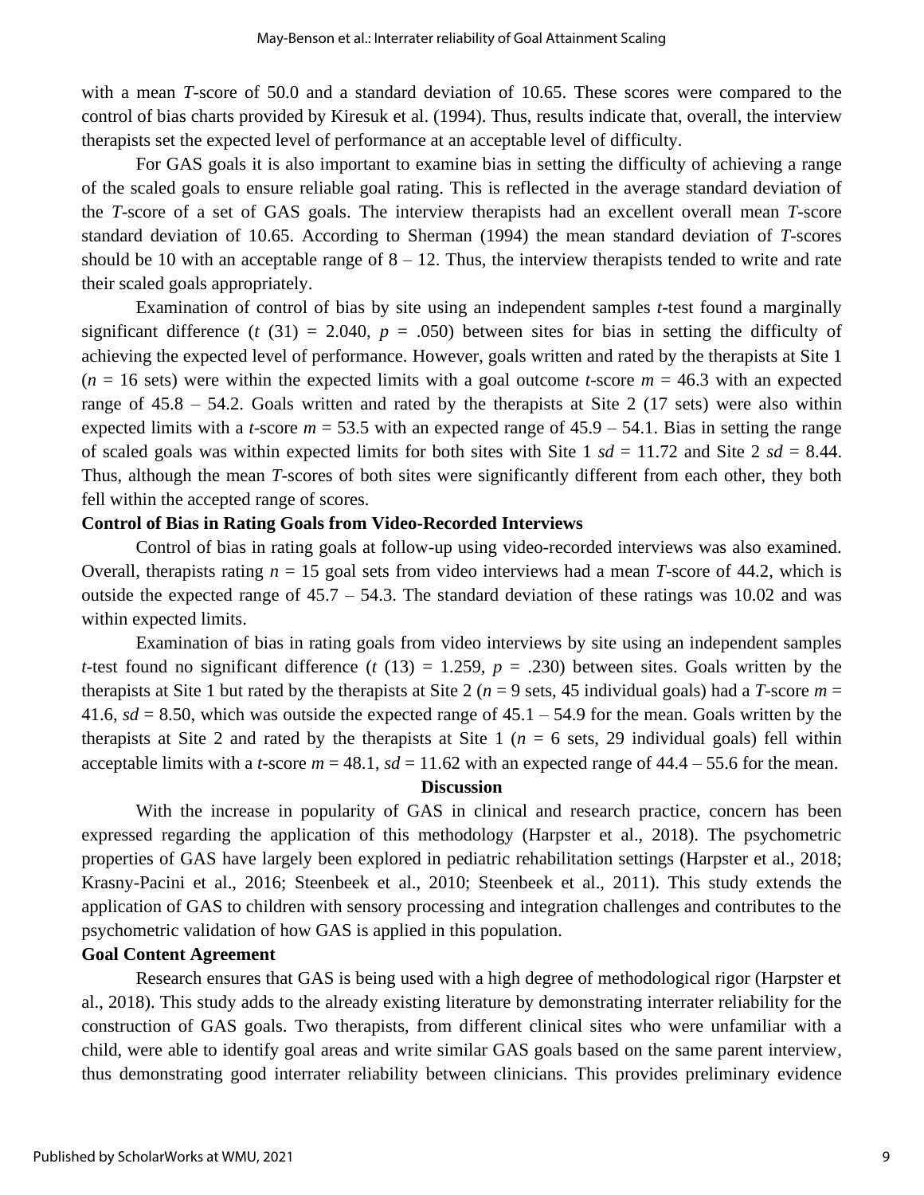with a mean *T*-score of 50.0 and a standard deviation of 10.65. These scores were compared to the control of bias charts provided by Kiresuk et al. (1994). Thus, results indicate that, overall, the interview therapists set the expected level of performance at an acceptable level of difficulty.

For GAS goals it is also important to examine bias in setting the difficulty of achieving a range of the scaled goals to ensure reliable goal rating. This is reflected in the average standard deviation of the *T*-score of a set of GAS goals. The interview therapists had an excellent overall mean *T*-score standard deviation of 10.65. According to Sherman (1994) the mean standard deviation of *T*-scores should be 10 with an acceptable range of 8 – 12. Thus, the interview therapists tended to write and rate their scaled goals appropriately.

Examination of control of bias by site using an independent samples *t*-test found a marginally significant difference ($t$ (31) = 2.040, $p$ = .050) between sites for bias in setting the difficulty of achieving the expected level of performance. However, goals written and rated by the therapists at Site 1 ($n$ = 16 sets) were within the expected limits with a goal outcome *t*-score $m$ = 46.3 with an expected range of 45.8 – 54.2. Goals written and rated by the therapists at Site 2 (17 sets) were also within expected limits with a *t*-score $m$ = 53.5 with an expected range of 45.9 – 54.1. Bias in setting the range of scaled goals was within expected limits for both sites with Site 1 $sd$ = 11.72 and Site 2 $sd$ = 8.44. Thus, although the mean *T*-scores of both sites were significantly different from each other, they both fell within the accepted range of scores.

**Control of Bias in Rating Goals from Video-Recorded Interviews**

Control of bias in rating goals at follow-up using video-recorded interviews was also examined. Overall, therapists rating $n$ = 15 goal sets from video interviews had a mean *T*-score of 44.2, which is outside the expected range of 45.7 – 54.3. The standard deviation of these ratings was 10.02 and was within expected limits.

Examination of bias in rating goals from video interviews by site using an independent samples *t*-test found no significant difference ($t$ (13) = 1.259, $p$ = .230) between sites. Goals written by the therapists at Site 1 but rated by the therapists at Site 2 ($n$ = 9 sets, 45 individual goals) had a *T*-score $m$ = 41.6, $sd$ = 8.50, which was outside the expected range of 45.1 – 54.9 for the mean. Goals written by the therapists at Site 2 and rated by the therapists at Site 1 ($n$ = 6 sets, 29 individual goals) fell within acceptable limits with a *t*-score $m$ = 48.1, $sd$ = 11.62 with an expected range of 44.4 – 55.6 for the mean.

## Discussion

With the increase in popularity of GAS in clinical and research practice, concern has been expressed regarding the application of this methodology (Harpster et al., 2018). The psychometric properties of GAS have largely been explored in pediatric rehabilitation settings (Harpster et al., 2018; Krasny-Pacini et al., 2016; Steenbeek et al., 2010; Steenbeek et al., 2011). This study extends the application of GAS to children with sensory processing and integration challenges and contributes to the psychometric validation of how GAS is applied in this population.

**Goal Content Agreement**

Research ensures that GAS is being used with a high degree of methodological rigor (Harpster et al., 2018). This study adds to the already existing literature by demonstrating interrater reliability for the construction of GAS goals. Two therapists, from different clinical sites who were unfamiliar with a child, were able to identify goal areas and write similar GAS goals based on the same parent interview, thus demonstrating good interrater reliability between clinicians. This provides preliminary evidence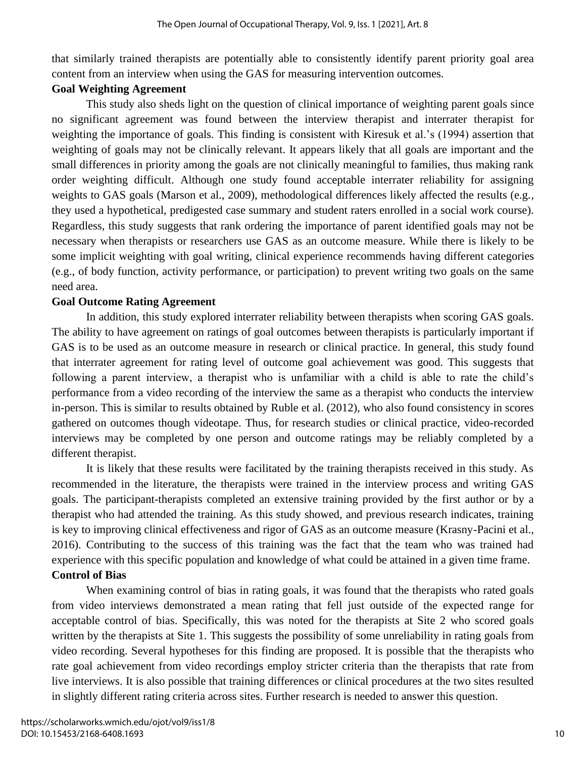that similarly trained therapists are potentially able to consistently identify parent priority goal area content from an interview when using the GAS for measuring intervention outcomes.

**Goal Weighting Agreement**

This study also sheds light on the question of clinical importance of weighting parent goals since no significant agreement was found between the interview therapist and interrater therapist for weighting the importance of goals. This finding is consistent with Kiresuk et al.'s (1994) assertion that weighting of goals may not be clinically relevant. It appears likely that all goals are important and the small differences in priority among the goals are not clinically meaningful to families, thus making rank order weighting difficult. Although one study found acceptable interrater reliability for assigning weights to GAS goals (Marson et al., 2009), methodological differences likely affected the results (e.g., they used a hypothetical, predigested case summary and student raters enrolled in a social work course). Regardless, this study suggests that rank ordering the importance of parent identified goals may not be necessary when therapists or researchers use GAS as an outcome measure. While there is likely to be some implicit weighting with goal writing, clinical experience recommends having different categories (e.g., of body function, activity performance, or participation) to prevent writing two goals on the same need area.

**Goal Outcome Rating Agreement**

In addition, this study explored interrater reliability between therapists when scoring GAS goals. The ability to have agreement on ratings of goal outcomes between therapists is particularly important if GAS is to be used as an outcome measure in research or clinical practice. In general, this study found that interrater agreement for rating level of outcome goal achievement was good. This suggests that following a parent interview, a therapist who is unfamiliar with a child is able to rate the child's performance from a video recording of the interview the same as a therapist who conducts the interview in-person. This is similar to results obtained by Ruble et al. (2012), who also found consistency in scores gathered on outcomes though videotape. Thus, for research studies or clinical practice, video-recorded interviews may be completed by one person and outcome ratings may be reliably completed by a different therapist.

It is likely that these results were facilitated by the training therapists received in this study. As recommended in the literature, the therapists were trained in the interview process and writing GAS goals. The participant-therapists completed an extensive training provided by the first author or by a therapist who had attended the training. As this study showed, and previous research indicates, training is key to improving clinical effectiveness and rigor of GAS as an outcome measure (Krasny-Pacini et al., 2016). Contributing to the success of this training was the fact that the team who was trained had experience with this specific population and knowledge of what could be attained in a given time frame.

**Control of Bias**

When examining control of bias in rating goals, it was found that the therapists who rated goals from video interviews demonstrated a mean rating that fell just outside of the expected range for acceptable control of bias. Specifically, this was noted for the therapists at Site 2 who scored goals written by the therapists at Site 1. This suggests the possibility of some unreliability in rating goals from video recording. Several hypotheses for this finding are proposed. It is possible that the therapists who rate goal achievement from video recordings employ stricter criteria than the therapists that rate from live interviews. It is also possible that training differences or clinical procedures at the two sites resulted in slightly different rating criteria across sites. Further research is needed to answer this question.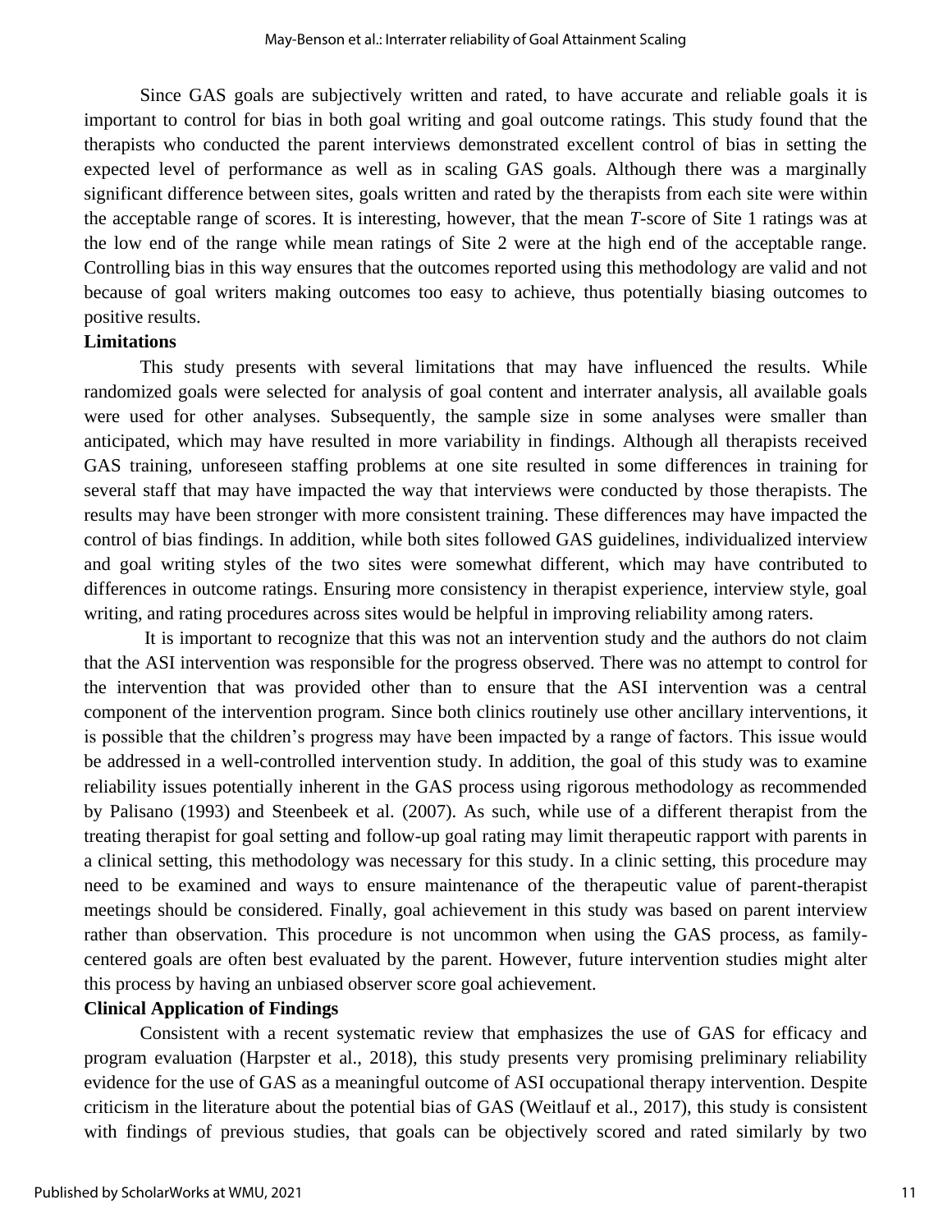Since GAS goals are subjectively written and rated, to have accurate and reliable goals it is important to control for bias in both goal writing and goal outcome ratings. This study found that the therapists who conducted the parent interviews demonstrated excellent control of bias in setting the expected level of performance as well as in scaling GAS goals. Although there was a marginally significant difference between sites, goals written and rated by the therapists from each site were within the acceptable range of scores. It is interesting, however, that the mean *T*-score of Site 1 ratings was at the low end of the range while mean ratings of Site 2 were at the high end of the acceptable range. Controlling bias in this way ensures that the outcomes reported using this methodology are valid and not because of goal writers making outcomes too easy to achieve, thus potentially biasing outcomes to positive results.

**Limitations**

This study presents with several limitations that may have influenced the results. While randomized goals were selected for analysis of goal content and interrater analysis, all available goals were used for other analyses. Subsequently, the sample size in some analyses were smaller than anticipated, which may have resulted in more variability in findings. Although all therapists received GAS training, unforeseen staffing problems at one site resulted in some differences in training for several staff that may have impacted the way that interviews were conducted by those therapists. The results may have been stronger with more consistent training. These differences may have impacted the control of bias findings. In addition, while both sites followed GAS guidelines, individualized interview and goal writing styles of the two sites were somewhat different, which may have contributed to differences in outcome ratings. Ensuring more consistency in therapist experience, interview style, goal writing, and rating procedures across sites would be helpful in improving reliability among raters.

It is important to recognize that this was not an intervention study and the authors do not claim that the ASI intervention was responsible for the progress observed. There was no attempt to control for the intervention that was provided other than to ensure that the ASI intervention was a central component of the intervention program. Since both clinics routinely use other ancillary interventions, it is possible that the children's progress may have been impacted by a range of factors. This issue would be addressed in a well-controlled intervention study. In addition, the goal of this study was to examine reliability issues potentially inherent in the GAS process using rigorous methodology as recommended by Palisano (1993) and Steenbeek et al. (2007). As such, while use of a different therapist from the treating therapist for goal setting and follow-up goal rating may limit therapeutic rapport with parents in a clinical setting, this methodology was necessary for this study. In a clinic setting, this procedure may need to be examined and ways to ensure maintenance of the therapeutic value of parent-therapist meetings should be considered. Finally, goal achievement in this study was based on parent interview rather than observation. This procedure is not uncommon when using the GAS process, as family-centered goals are often best evaluated by the parent. However, future intervention studies might alter this process by having an unbiased observer score goal achievement.

**Clinical Application of Findings**

Consistent with a recent systematic review that emphasizes the use of GAS for efficacy and program evaluation (Harpster et al., 2018), this study presents very promising preliminary reliability evidence for the use of GAS as a meaningful outcome of ASI occupational therapy intervention. Despite criticism in the literature about the potential bias of GAS (Weitlauf et al., 2017), this study is consistent with findings of previous studies, that goals can be objectively scored and rated similarly by two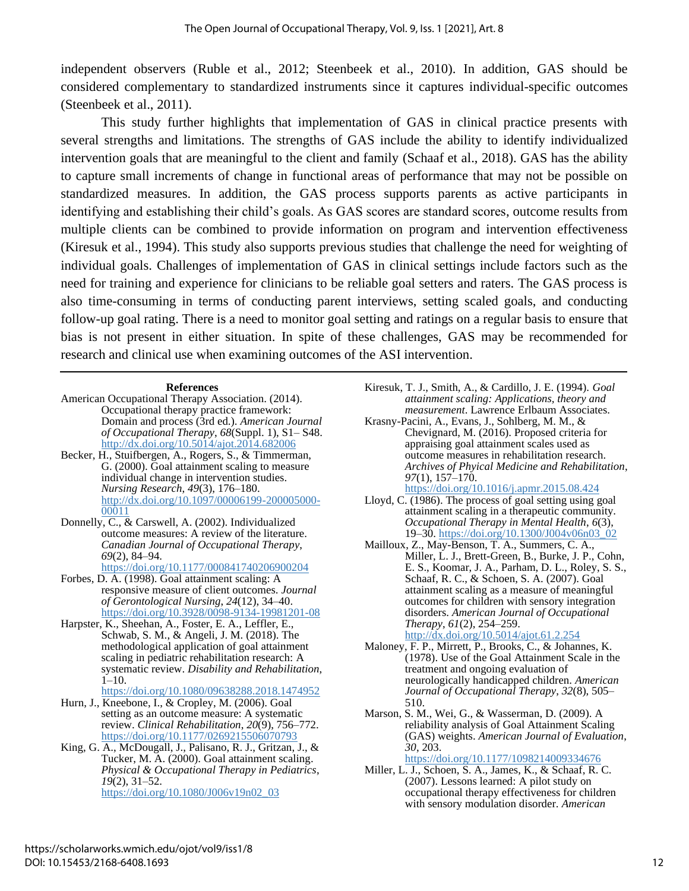independent observers (Ruble et al., 2012; Steenbeek et al., 2010). In addition, GAS should be considered complementary to standardized instruments since it captures individual-specific outcomes (Steenbeek et al., 2011).

This study further highlights that implementation of GAS in clinical practice presents with several strengths and limitations. The strengths of GAS include the ability to identify individualized intervention goals that are meaningful to the client and family (Schaaf et al., 2018). GAS has the ability to capture small increments of change in functional areas of performance that may not be possible on standardized measures. In addition, the GAS process supports parents as active participants in identifying and establishing their child's goals. As GAS scores are standard scores, outcome results from multiple clients can be combined to provide information on program and intervention effectiveness (Kiresuk et al., 1994). This study also supports previous studies that challenge the need for weighting of individual goals. Challenges of implementation of GAS in clinical settings include factors such as the need for training and experience for clinicians to be reliable goal setters and raters. The GAS process is also time-consuming in terms of conducting parent interviews, setting scaled goals, and conducting follow-up goal rating. There is a need to monitor goal setting and ratings on a regular basis to ensure that bias is not present in either situation. In spite of these challenges, GAS may be recommended for research and clinical use when examining outcomes of the ASI intervention.

## References

American Occupational Therapy Association. (2014). Occupational therapy practice framework: Domain and process (3rd ed.). *American Journal of Occupational Therapy*, *68*(Suppl. 1), S1– S48. http://dx.doi.org/10.5014/ajot.2014.682006

Becker, H., Stuifbergen, A., Rogers, S., & Timmerman, G. (2000). Goal attainment scaling to measure individual change in intervention studies. *Nursing Research*, *49*(3), 176–180. http://dx.doi.org/10.1097/00006199-200005000-00011

Donnelly, C., & Carswell, A. (2002). Individualized outcome measures: A review of the literature. *Canadian Journal of Occupational Therapy*, *69*(2), 84–94. https://doi.org/10.1177/000841740206900204

Forbes, D. A. (1998). Goal attainment scaling: A responsive measure of client outcomes. *Journal of Gerontological Nursing*, *24*(12), 34–40. https://doi.org/10.3928/0098-9134-19981201-08

Harpster, K., Sheehan, A., Foster, E. A., Leffler, E., Schwab, S. M., & Angeli, J. M. (2018). The methodological application of goal attainment scaling in pediatric rehabilitation research: A systematic review. *Disability and Rehabilitation*, 1–10. https://doi.org/10.1080/09638288.2018.1474952

Hurn, J., Kneebone, I., & Cropley, M. (2006). Goal setting as an outcome measure: A systematic review. *Clinical Rehabilitation*, *20*(9), 756–772. https://doi.org/10.1177/0269215506070793

King, G. A., McDougall, J., Palisano, R. J., Gritzan, J., & Tucker, M. A. (2000). Goal attainment scaling. *Physical & Occupational Therapy in Pediatrics*, *19*(2), 31–52. https://doi.org/10.1080/J006v19n02_03

Kiresuk, T. J., Smith, A., & Cardillo, J. E. (1994). *Goal attainment scaling: Applications, theory and measurement*. Lawrence Erlbaum Associates.

Krasny-Pacini, A., Evans, J., Sohlberg, M. M., & Chevignard, M. (2016). Proposed criteria for appraising goal attainment scales used as outcome measures in rehabilitation research. *Archives of Phyical Medicine and Rehabilitation*, *97*(1), 157–170. https://doi.org/10.1016/j.apmr.2015.08.424

Lloyd, C. (1986). The process of goal setting using goal attainment scaling in a therapeutic community. *Occupational Therapy in Mental Health*, *6*(3), 19–30. https://doi.org/10.1300/J004v06n03_02

Mailloux, Z., May-Benson, T. A., Summers, C. A., Miller, L. J., Brett-Green, B., Burke, J. P., Cohn, E. S., Koomar, J. A., Parham, D. L., Roley, S. S., Schaaf, R. C., & Schoen, S. A. (2007). Goal attainment scaling as a measure of meaningful outcomes for children with sensory integration disorders. *American Journal of Occupational Therapy*, *61*(2), 254–259. http://dx.doi.org/10.5014/ajot.61.2.254

Maloney, F. P., Mirrett, P., Brooks, C., & Johannes, K. (1978). Use of the Goal Attainment Scale in the treatment and ongoing evaluation of neurologically handicapped children. *American Journal of Occupational Therapy*, *32*(8), 505–510.

Marson, S. M., Wei, G., & Wasserman, D. (2009). A reliability analysis of Goal Attainment Scaling (GAS) weights. *American Journal of Evaluation*, *30*, 203. https://doi.org/10.1177/1098214009334676

Miller, L. J., Schoen, S. A., James, K., & Schaaf, R. C. (2007). Lessons learned: A pilot study on occupational therapy effectiveness for children with sensory modulation disorder. *American*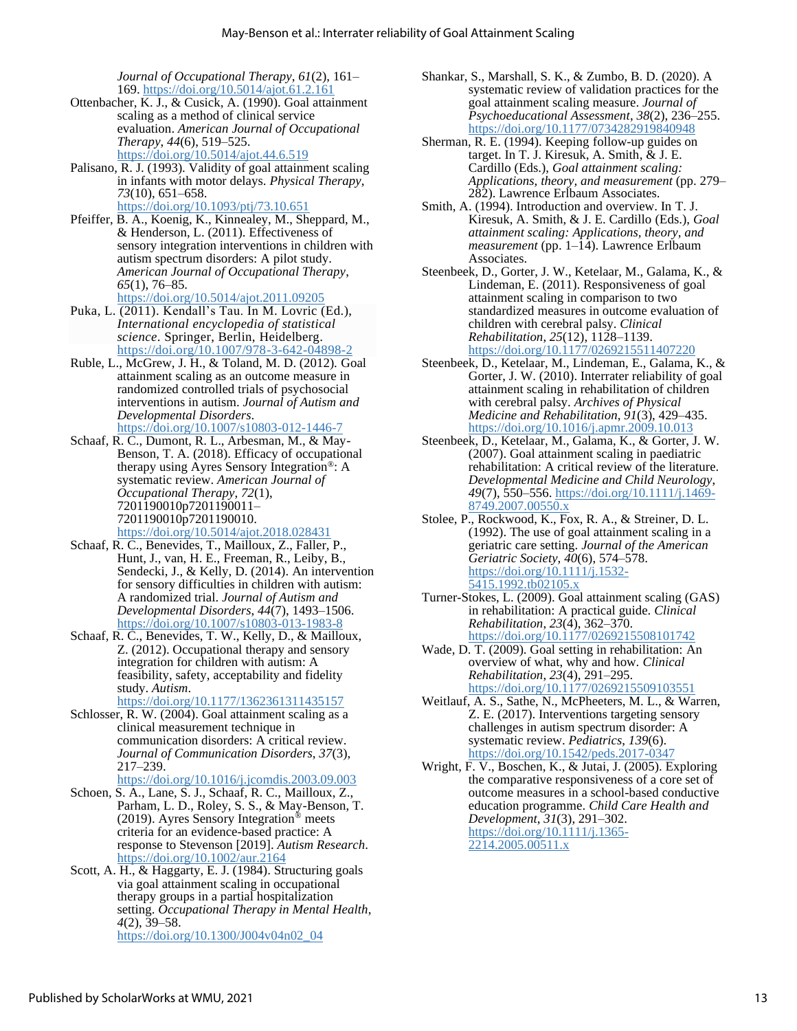*Journal of Occupational Therapy*, *61*(2), 161–169. https://doi.org/10.5014/ajot.61.2.161

Ottenbacher, K. J., & Cusick, A. (1990). Goal attainment scaling as a method of clinical service evaluation. *American Journal of Occupational Therapy*, *44*(6), 519–525. https://doi.org/10.5014/ajot.44.6.519

Palisano, R. J. (1993). Validity of goal attainment scaling in infants with motor delays. *Physical Therapy*, *73*(10), 651–658. https://doi.org/10.1093/ptj/73.10.651

Pfeiffer, B. A., Koenig, K., Kinnealey, M., Sheppard, M., & Henderson, L. (2011). Effectiveness of sensory integration interventions in children with autism spectrum disorders: A pilot study. *American Journal of Occupational Therapy*, *65*(1), 76–85. https://doi.org/10.5014/ajot.2011.09205

Puka, L. (2011). Kendall's Tau. In M. Lovric (Ed.), *International encyclopedia of statistical science*. Springer, Berlin, Heidelberg. https://doi.org/10.1007/978-3-642-04898-2

Ruble, L., McGrew, J. H., & Toland, M. D. (2012). Goal attainment scaling as an outcome measure in randomized controlled trials of psychosocial interventions in autism. *Journal of Autism and Developmental Disorders*. https://doi.org/10.1007/s10803-012-1446-7

Schaaf, R. C., Dumont, R. L., Arbesman, M., & May-Benson, T. A. (2018). Efficacy of occupational therapy using Ayres Sensory Integration®: A systematic review. *American Journal of Occupational Therapy*, *72*(1), 7201190010p7201190011–7201190010p7201190010. https://doi.org/10.5014/ajot.2018.028431

Schaaf, R. C., Benevides, T., Mailloux, Z., Faller, P., Hunt, J., van, H. E., Freeman, R., Leiby, B., Sendecki, J., & Kelly, D. (2014). An intervention for sensory difficulties in children with autism: A randomized trial. *Journal of Autism and Developmental Disorders*, *44*(7), 1493–1506. https://doi.org/10.1007/s10803-013-1983-8

Schaaf, R. C., Benevides, T. W., Kelly, D., & Mailloux, Z. (2012). Occupational therapy and sensory integration for children with autism: A feasibility, safety, acceptability and fidelity study. *Autism*. https://doi.org/10.1177/1362361311435157

Schlosser, R. W. (2004). Goal attainment scaling as a clinical measurement technique in communication disorders: A critical review. *Journal of Communication Disorders*, *37*(3), 217–239. https://doi.org/10.1016/j.jcomdis.2003.09.003

Schoen, S. A., Lane, S. J., Schaaf, R. C., Mailloux, Z., Parham, L. D., Roley, S. S., & May-Benson, T. (2019). Ayres Sensory Integration® meets criteria for an evidence-based practice: A response to Stevenson [2019]. *Autism Research*. https://doi.org/10.1002/aur.2164

Scott, A. H., & Haggarty, E. J. (1984). Structuring goals via goal attainment scaling in occupational therapy groups in a partial hospitalization setting. *Occupational Therapy in Mental Health*, *4*(2), 39–58. https://doi.org/10.1300/J004v04n02_04

Shankar, S., Marshall, S. K., & Zumbo, B. D. (2020). A systematic review of validation practices for the goal attainment scaling measure. *Journal of Psychoeducational Assessment*, *38*(2), 236–255. https://doi.org/10.1177/0734282919840948

Sherman, R. E. (1994). Keeping follow-up guides on target. In T. J. Kiresuk, A. Smith, & J. E. Cardillo (Eds.), *Goal attainment scaling: Applications, theory, and measurement* (pp. 279–282). Lawrence Erlbaum Associates.

Smith, A. (1994). Introduction and overview. In T. J. Kiresuk, A. Smith, & J. E. Cardillo (Eds.), *Goal attainment scaling: Applications, theory, and measurement* (pp. 1–14). Lawrence Erlbaum Associates.

Steenbeek, D., Gorter, J. W., Ketelaar, M., Galama, K., & Lindeman, E. (2011). Responsiveness of goal attainment scaling in comparison to two standardized measures in outcome evaluation of children with cerebral palsy. *Clinical Rehabilitation*, *25*(12), 1128–1139. https://doi.org/10.1177/0269215511407220

Steenbeek, D., Ketelaar, M., Lindeman, E., Galama, K., & Gorter, J. W. (2010). Interrater reliability of goal attainment scaling in rehabilitation of children with cerebral palsy. *Archives of Physical Medicine and Rehabilitation*, *91*(3), 429–435. https://doi.org/10.1016/j.apmr.2009.10.013

Steenbeek, D., Ketelaar, M., Galama, K., & Gorter, J. W. (2007). Goal attainment scaling in paediatric rehabilitation: A critical review of the literature. *Developmental Medicine and Child Neurology*, *49*(7), 550–556. https://doi.org/10.1111/j.1469-8749.2007.00550.x

Stolee, P., Rockwood, K., Fox, R. A., & Streiner, D. L. (1992). The use of goal attainment scaling in a geriatric care setting. *Journal of the American Geriatric Society*, *40*(6), 574–578. https://doi.org/10.1111/j.1532-5415.1992.tb02105.x

Turner-Stokes, L. (2009). Goal attainment scaling (GAS) in rehabilitation: A practical guide. *Clinical Rehabilitation*, *23*(4), 362–370. https://doi.org/10.1177/0269215508101742

Wade, D. T. (2009). Goal setting in rehabilitation: An overview of what, why and how. *Clinical Rehabilitation*, *23*(4), 291–295. https://doi.org/10.1177/0269215509103551

Weitlauf, A. S., Sathe, N., McPheeters, M. L., & Warren, Z. E. (2017). Interventions targeting sensory challenges in autism spectrum disorder: A systematic review. *Pediatrics*, *139*(6). https://doi.org/10.1542/peds.2017-0347

Wright, F. V., Boschen, K., & Jutai, J. (2005). Exploring the comparative responsiveness of a core set of outcome measures in a school-based conductive education programme. *Child Care Health and Development*, *31*(3), 291–302. https://doi.org/10.1111/j.1365-2214.2005.00511.x